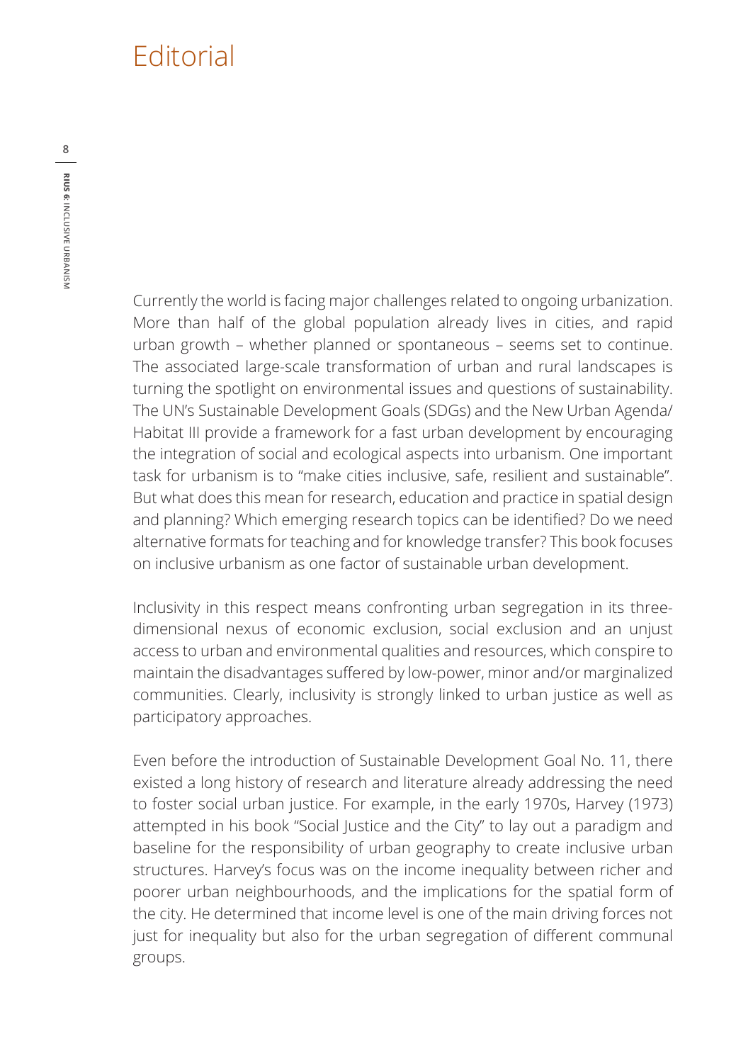# Editorial

Currently the world is facing major challenges related to ongoing urbanization. More than half of the global population already lives in cities, and rapid urban growth – whether planned or spontaneous – seems set to continue. The associated large-scale transformation of urban and rural landscapes is turning the spotlight on environmental issues and questions of sustainability. The UN's Sustainable Development Goals (SDGs) and the New Urban Agenda/ Habitat III provide a framework for a fast urban development by encouraging the integration of social and ecological aspects into urbanism. One important task for urbanism is to "make cities inclusive, safe, resilient and sustainable". But what does this mean for research, education and practice in spatial design and planning? Which emerging research topics can be identified? Do we need alternative formats for teaching and for knowledge transfer? This book focuses on inclusive urbanism as one factor of sustainable urban development.

Inclusivity in this respect means confronting urban segregation in its three-dimensional nexus of economic exclusion, social exclusion and an unjust access to urban and environmental qualities and resources, which conspire to maintain the disadvantages suffered by low-power, minor and/or marginalized communities. Clearly, inclusivity is strongly linked to urban justice as well as participatory approaches.

Even before the introduction of Sustainable Development Goal No. 11, there existed a long history of research and literature already addressing the need to foster social urban justice. For example, in the early 1970s, Harvey (1973) attempted in his book "Social Justice and the City" to lay out a paradigm and baseline for the responsibility of urban geography to create inclusive urban structures. Harvey's focus was on the income inequality between richer and poorer urban neighbourhoods, and the implications for the spatial form of the city. He determined that income level is one of the main driving forces not just for inequality but also for the urban segregation of different communal groups.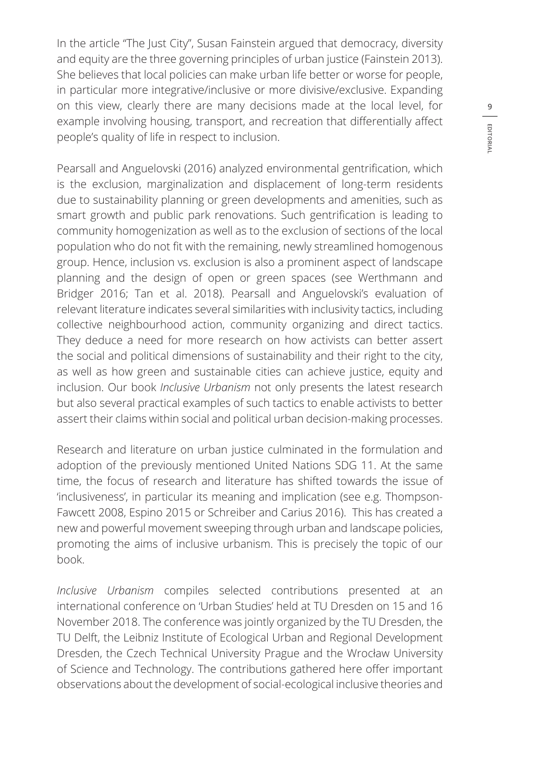In the article "The Just City", Susan Fainstein argued that democracy, diversity and equity are the three governing principles of urban justice (Fainstein 2013). She believes that local policies can make urban life better or worse for people, in particular more integrative/inclusive or more divisive/exclusive. Expanding on this view, clearly there are many decisions made at the local level, for example involving housing, transport, and recreation that differentially affect people's quality of life in respect to inclusion.

Pearsall and Anguelovski (2016) analyzed environmental gentrification, which is the exclusion, marginalization and displacement of long-term residents due to sustainability planning or green developments and amenities, such as smart growth and public park renovations. Such gentrification is leading to community homogenization as well as to the exclusion of sections of the local population who do not fit with the remaining, newly streamlined homogenous group. Hence, inclusion vs. exclusion is also a prominent aspect of landscape planning and the design of open or green spaces (see Werthmann and Bridger 2016; Tan et al. 2018). Pearsall and Anguelovski's evaluation of relevant literature indicates several similarities with inclusivity tactics, including collective neighbourhood action, community organizing and direct tactics. They deduce a need for more research on how activists can better assert the social and political dimensions of sustainability and their right to the city, as well as how green and sustainable cities can achieve justice, equity and inclusion. Our book *Inclusive Urbanism* not only presents the latest research but also several practical examples of such tactics to enable activists to better assert their claims within social and political urban decision-making processes.

Research and literature on urban justice culminated in the formulation and adoption of the previously mentioned United Nations SDG 11. At the same time, the focus of research and literature has shifted towards the issue of 'inclusiveness', in particular its meaning and implication (see e.g. Thompson-Fawcett 2008, Espino 2015 or Schreiber and Carius 2016). This has created a new and powerful movement sweeping through urban and landscape policies, promoting the aims of inclusive urbanism. This is precisely the topic of our book.

*Inclusive Urbanism* compiles selected contributions presented at an international conference on 'Urban Studies' held at TU Dresden on 15 and 16 November 2018. The conference was jointly organized by the TU Dresden, the TU Delft, the Leibniz Institute of Ecological Urban and Regional Development Dresden, the Czech Technical University Prague and the Wrocław University of Science and Technology. The contributions gathered here offer important observations about the development of social-ecological inclusive theories and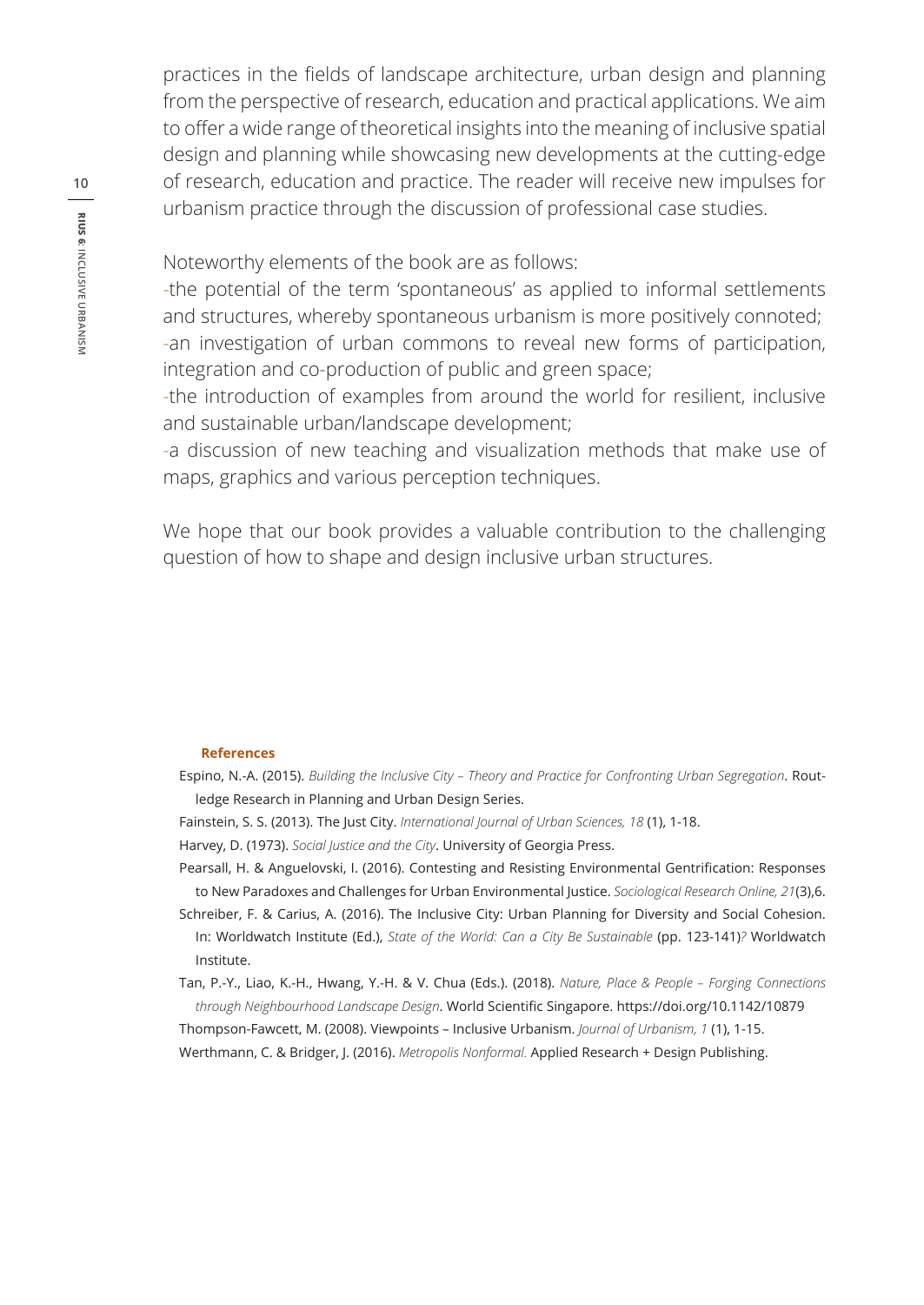practices in the fields of landscape architecture, urban design and planning from the perspective of research, education and practical applications. We aim to offer a wide range of theoretical insights into the meaning of inclusive spatial design and planning while showcasing new developments at the cutting-edge of research, education and practice. The reader will receive new impulses for urbanism practice through the discussion of professional case studies.

Noteworthy elements of the book are as follows:

- the potential of the term 'spontaneous' as applied to informal settlements and structures, whereby spontaneous urbanism is more positively connoted;
- an investigation of urban commons to reveal new forms of participation, integration and co-production of public and green space;
- the introduction of examples from around the world for resilient, inclusive and sustainable urban/landscape development;
- a discussion of new teaching and visualization methods that make use of maps, graphics and various perception techniques.

We hope that our book provides a valuable contribution to the challenging question of how to shape and design inclusive urban structures.

#### References

Espino, N.-A. (2015). *Building the Inclusive City – Theory and Practice for Confronting Urban Segregation*. Routledge Research in Planning and Urban Design Series.

Fainstein, S. S. (2013). The Just City. *International Journal of Urban Sciences, 18* (1), 1-18.

Harvey, D. (1973). *Social Justice and the City*. University of Georgia Press.

Pearsall, H. & Anguelovski, I. (2016). Contesting and Resisting Environmental Gentrification: Responses to New Paradoxes and Challenges for Urban Environmental Justice. *Sociological Research Online, 21*(3),6.

Schreiber, F. & Carius, A. (2016). The Inclusive City: Urban Planning for Diversity and Social Cohesion. In: Worldwatch Institute (Ed.), *State of the World: Can a City Be Sustainable* (pp. 123-141)*?* Worldwatch Institute.

Tan, P.-Y., Liao, K.-H., Hwang, Y.-H. & V. Chua (Eds.). (2018). *Nature, Place & People – Forging Connections through Neighbourhood Landscape Design*. World Scientific Singapore. https://doi.org/10.1142/10879

Thompson-Fawcett, M. (2008). Viewpoints – Inclusive Urbanism. *Journal of Urbanism, 1* (1), 1-15.

Werthmann, C. & Bridger, J. (2016). *Metropolis Nonformal.* Applied Research + Design Publishing.